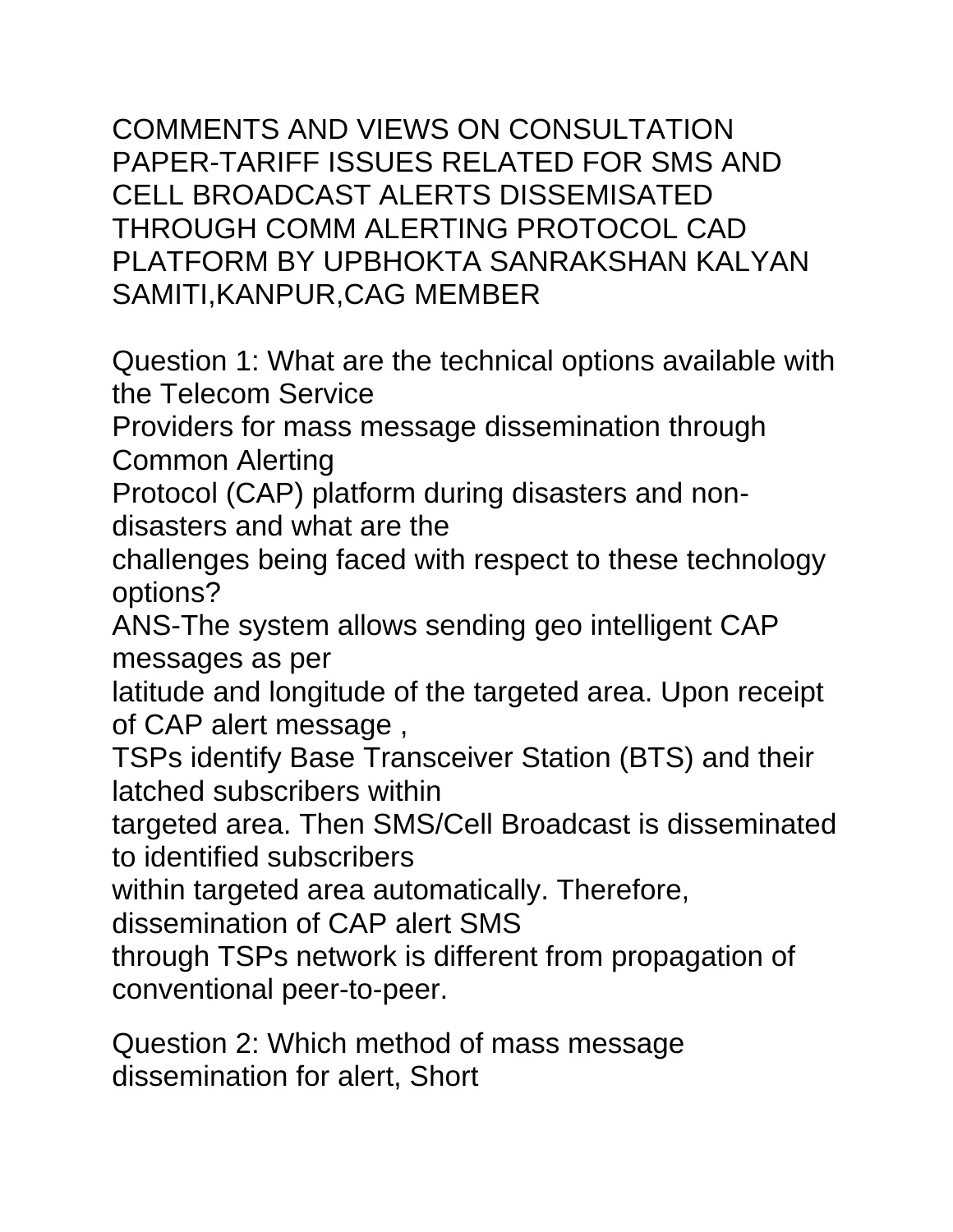# COMMENTS AND VIEWS ON CONSULTATION PAPER-TARIFF ISSUES RELATED FOR SMS AND CELL BROADCAST ALERTS DISSEMISATED THROUGH COMM ALERTING PROTOCOL CAD PLATFORM BY UPBHOKTA SANRAKSHAN KALYAN SAMITI,KANPUR,CAG MEMBER

Question 1: What are the technical options available with the Telecom Service Providers for mass message dissemination through Common Alerting Protocol (CAP) platform during disasters and non-disasters and what are the challenges being faced with respect to these technology options?

ANS-The system allows sending geo intelligent CAP messages as per latitude and longitude of the targeted area. Upon receipt of CAP alert message , TSPs identify Base Transceiver Station (BTS) and their latched subscribers within targeted area. Then SMS/Cell Broadcast is disseminated to identified subscribers within targeted area automatically. Therefore, dissemination of CAP alert SMS through TSPs network is different from propagation of conventional peer-to-peer.

Question 2: Which method of mass message dissemination for alert, Short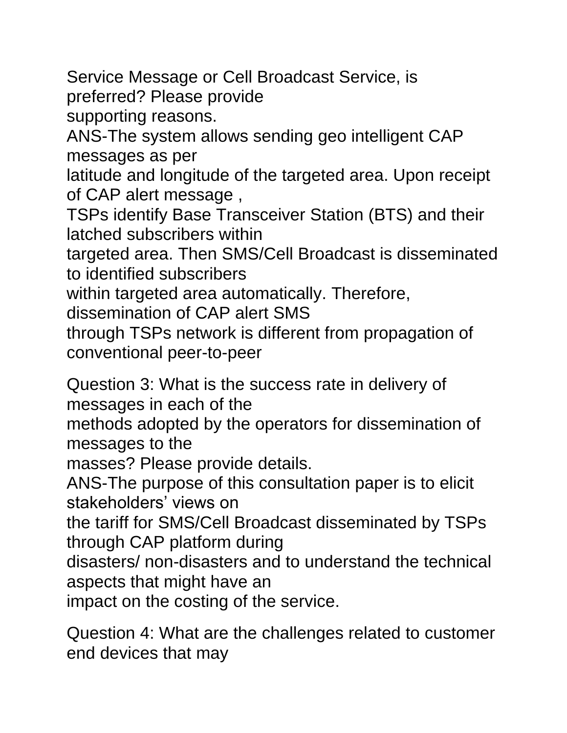Service Message or Cell Broadcast Service, is preferred? Please provide supporting reasons.

ANS-The system allows sending geo intelligent CAP messages as per latitude and longitude of the targeted area. Upon receipt of CAP alert message , TSPs identify Base Transceiver Station (BTS) and their latched subscribers within targeted area. Then SMS/Cell Broadcast is disseminated to identified subscribers within targeted area automatically. Therefore, dissemination of CAP alert SMS through TSPs network is different from propagation of conventional peer-to-peer

Question 3: What is the success rate in delivery of messages in each of the methods adopted by the operators for dissemination of messages to the masses? Please provide details.

ANS-The purpose of this consultation paper is to elicit stakeholders' views on the tariff for SMS/Cell Broadcast disseminated by TSPs through CAP platform during disasters/ non-disasters and to understand the technical aspects that might have an impact on the costing of the service.

Question 4: What are the challenges related to customer end devices that may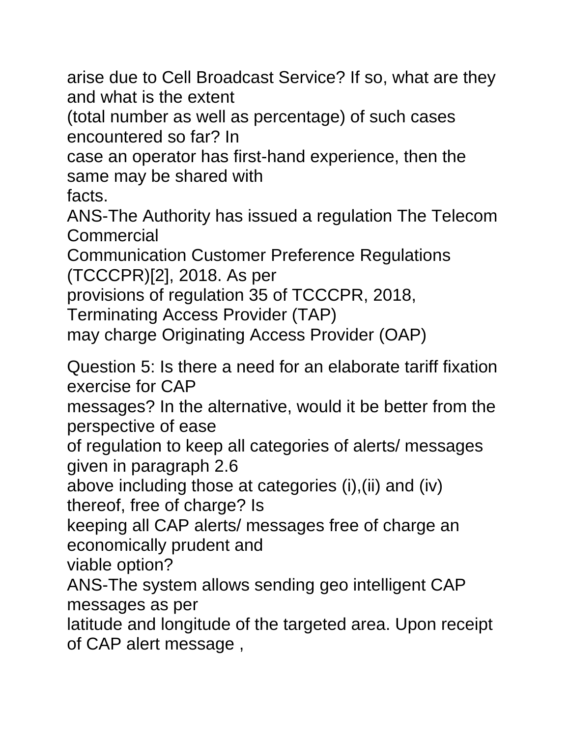arise due to Cell Broadcast Service? If so, what are they and what is the extent (total number as well as percentage) of such cases encountered so far? In case an operator has first-hand experience, then the same may be shared with facts.

ANS-The Authority has issued a regulation The Telecom Commercial Communication Customer Preference Regulations (TCCCPR)[2], 2018. As per provisions of regulation 35 of TCCCPR, 2018, Terminating Access Provider (TAP) may charge Originating Access Provider (OAP)

Question 5: Is there a need for an elaborate tariff fixation exercise for CAP messages? In the alternative, would it be better from the perspective of ease of regulation to keep all categories of alerts/ messages given in paragraph 2.6 above including those at categories (i),(ii) and (iv) thereof, free of charge? Is keeping all CAP alerts/ messages free of charge an economically prudent and viable option?

ANS-The system allows sending geo intelligent CAP messages as per latitude and longitude of the targeted area. Upon receipt of CAP alert message ,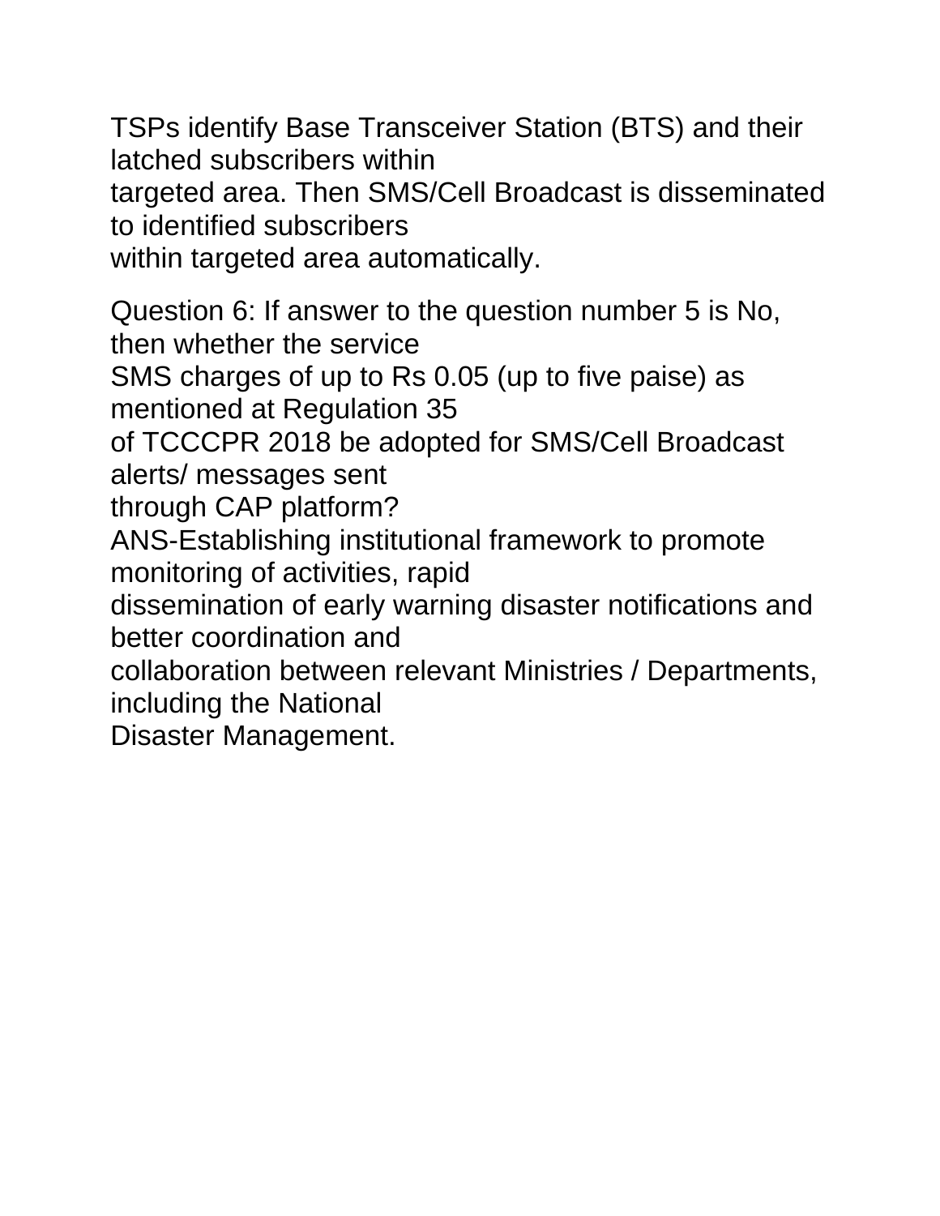TSPs identify Base Transceiver Station (BTS) and their latched subscribers within targeted area. Then SMS/Cell Broadcast is disseminated to identified subscribers within targeted area automatically.

Question 6: If answer to the question number 5 is No, then whether the service SMS charges of up to Rs 0.05 (up to five paise) as mentioned at Regulation 35 of TCCCPR 2018 be adopted for SMS/Cell Broadcast alerts/ messages sent through CAP platform?

ANS-Establishing institutional framework to promote monitoring of activities, rapid dissemination of early warning disaster notifications and better coordination and collaboration between relevant Ministries / Departments, including the National Disaster Management.